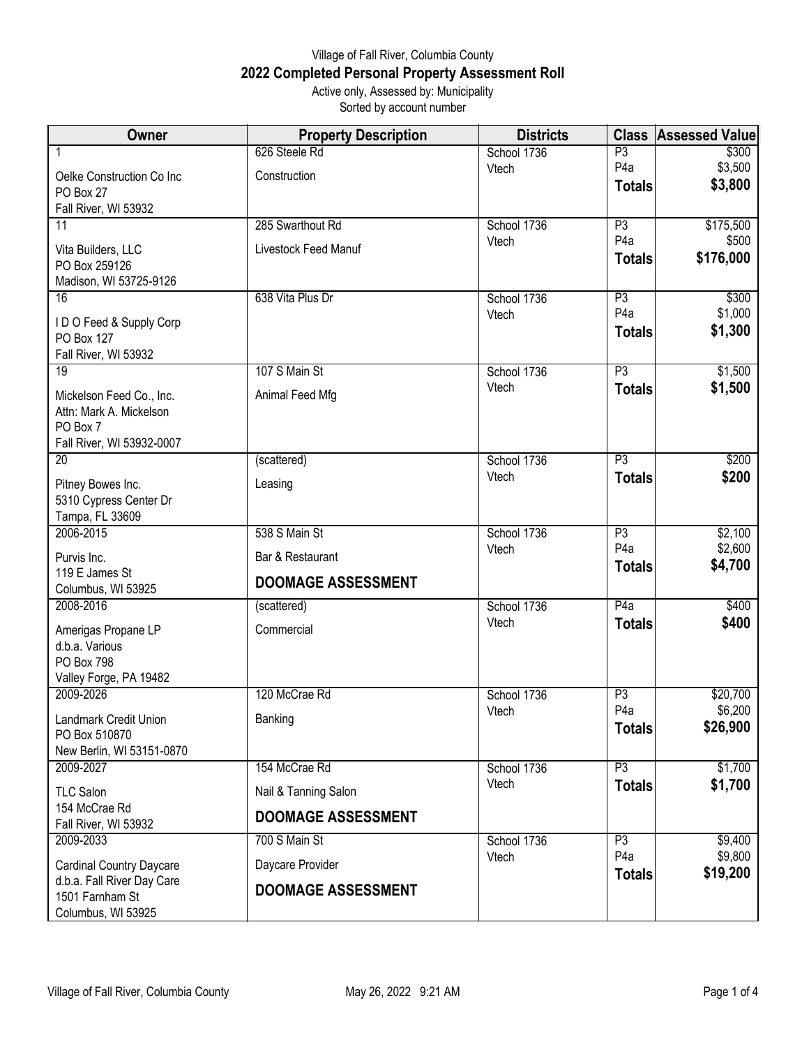Village of Fall River, Columbia County

# 2022 Completed Personal Property Assessment Roll

Active only, Assessed by: Municipality

Sorted by account number

| Owner | Property Description | Districts | Class | Assessed Value |
|---|---|---|---|---|
| 1<br>Oelke Construction Co Inc<br>PO Box 27<br>Fall River, WI 53932 | 626 Steele Rd<br>Construction | School 1736<br>Vtech | P3<br>P4a<br>**Totals** | \$300<br>\$3,500<br>**\$3,800** |
| 11<br>Vita Builders, LLC<br>PO Box 259126<br>Madison, WI 53725-9126 | 285 Swarthout Rd<br>Livestock Feed Manuf | School 1736<br>Vtech | P3<br>P4a<br>**Totals** | \$175,500<br>\$500<br>**\$176,000** |
| 16<br>I D O Feed & Supply Corp<br>PO Box 127<br>Fall River, WI 53932 | 638 Vita Plus Dr | School 1736<br>Vtech | P3<br>P4a<br>**Totals** | \$300<br>\$1,000<br>**\$1,300** |
| 19<br>Mickelson Feed Co., Inc.<br>Attn: Mark A. Mickelson<br>PO Box 7<br>Fall River, WI 53932-0007 | 107 S Main St<br>Animal Feed Mfg | School 1736<br>Vtech | P3<br>**Totals** | \$1,500<br>**\$1,500** |
| 20<br>Pitney Bowes Inc.<br>5310 Cypress Center Dr<br>Tampa, FL 33609 | (scattered)<br>Leasing | School 1736<br>Vtech | P3<br>**Totals** | \$200<br>**\$200** |
| 2006-2015<br>Purvis Inc.<br>119 E James St<br>Columbus, WI 53925 | 538 S Main St<br>Bar & Restaurant<br>**DOOMAGE ASSESSMENT** | School 1736<br>Vtech | P3<br>P4a<br>**Totals** | \$2,100<br>\$2,600<br>**\$4,700** |
| 2008-2016<br>Amerigas Propane LP<br>d.b.a. Various<br>PO Box 798<br>Valley Forge, PA 19482 | (scattered)<br>Commercial | School 1736<br>Vtech | P4a<br>**Totals** | \$400<br>**\$400** |
| 2009-2026<br>Landmark Credit Union<br>PO Box 510870<br>New Berlin, WI 53151-0870 | 120 McCrae Rd<br>Banking | School 1736<br>Vtech | P3<br>P4a<br>**Totals** | \$20,700<br>\$6,200<br>**\$26,900** |
| 2009-2027<br>TLC Salon<br>154 McCrae Rd<br>Fall River, WI 53932 | 154 McCrae Rd<br>Nail & Tanning Salon<br>**DOOMAGE ASSESSMENT** | School 1736<br>Vtech | P3<br>**Totals** | \$1,700<br>**\$1,700** |
| 2009-2033<br>Cardinal Country Daycare<br>d.b.a. Fall River Day Care<br>1501 Farnham St<br>Columbus, WI 53925 | 700 S Main St<br>Daycare Provider<br>**DOOMAGE ASSESSMENT** | School 1736<br>Vtech | P3<br>P4a<br>**Totals** | \$9,400<br>\$9,800<br>**\$19,200** |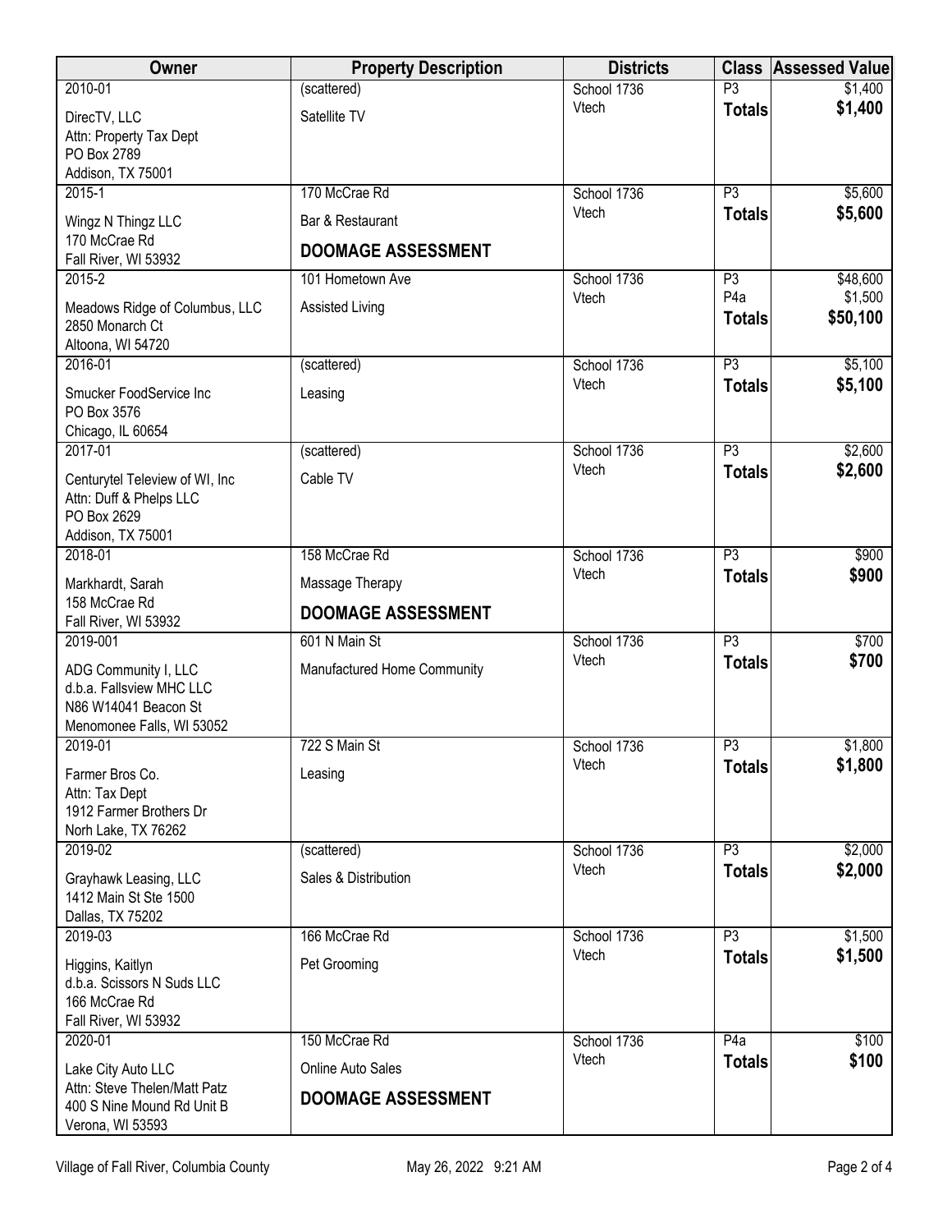| Owner | Property Description | Districts | Class | Assessed Value |
|---|---|---|---|---|
| 2010-01<br>DirecTV, LLC<br>Attn: Property Tax Dept<br>PO Box 2789<br>Addison, TX 75001 | (scattered)<br>Satellite TV | School 1736<br>Vtech | P3<br>**Totals** | $1,400<br>**$1,400** |
| 2015-1<br>Wingz N Thingz LLC<br>170 McCrae Rd<br>Fall River, WI 53932 | 170 McCrae Rd<br>Bar & Restaurant<br>**DOOMAGE ASSESSMENT** | School 1736<br>Vtech | P3<br>**Totals** | $5,600<br>**$5,600** |
| 2015-2<br>Meadows Ridge of Columbus, LLC<br>2850 Monarch Ct<br>Altoona, WI 54720 | 101 Hometown Ave<br>Assisted Living | School 1736<br>Vtech | P3<br>P4a<br>**Totals** | $48,600<br>$1,500<br>**$50,100** |
| 2016-01<br>Smucker FoodService Inc<br>PO Box 3576<br>Chicago, IL 60654 | (scattered)<br>Leasing | School 1736<br>Vtech | P3<br>**Totals** | $5,100<br>**$5,100** |
| 2017-01<br>Centurytel Teleview of WI, Inc<br>Attn: Duff & Phelps LLC<br>PO Box 2629<br>Addison, TX 75001 | (scattered)<br>Cable TV | School 1736<br>Vtech | P3<br>**Totals** | $2,600<br>**$2,600** |
| 2018-01<br>Markhardt, Sarah<br>158 McCrae Rd<br>Fall River, WI 53932 | 158 McCrae Rd<br>Massage Therapy<br>**DOOMAGE ASSESSMENT** | School 1736<br>Vtech | P3<br>**Totals** | $900<br>**$900** |
| 2019-001<br>ADG Community I, LLC<br>d.b.a. Fallsview MHC LLC<br>N86 W14041 Beacon St<br>Menomonee Falls, WI 53052 | 601 N Main St<br>Manufactured Home Community | School 1736<br>Vtech | P3<br>**Totals** | $700<br>**$700** |
| 2019-01<br>Farmer Bros Co.<br>Attn: Tax Dept<br>1912 Farmer Brothers Dr<br>Norh Lake, TX 76262 | 722 S Main St<br>Leasing | School 1736<br>Vtech | P3<br>**Totals** | $1,800<br>**$1,800** |
| 2019-02<br>Grayhawk Leasing, LLC<br>1412 Main St Ste 1500<br>Dallas, TX 75202 | (scattered)<br>Sales & Distribution | School 1736<br>Vtech | P3<br>**Totals** | $2,000<br>**$2,000** |
| 2019-03<br>Higgins, Kaitlyn<br>d.b.a. Scissors N Suds LLC<br>166 McCrae Rd<br>Fall River, WI 53932 | 166 McCrae Rd<br>Pet Grooming | School 1736<br>Vtech | P3<br>**Totals** | $1,500<br>**$1,500** |
| 2020-01<br>Lake City Auto LLC<br>Attn: Steve Thelen/Matt Patz<br>400 S Nine Mound Rd Unit B<br>Verona, WI 53593 | 150 McCrae Rd<br>Online Auto Sales<br>**DOOMAGE ASSESSMENT** | School 1736<br>Vtech | P4a<br>**Totals** | $100<br>**$100** |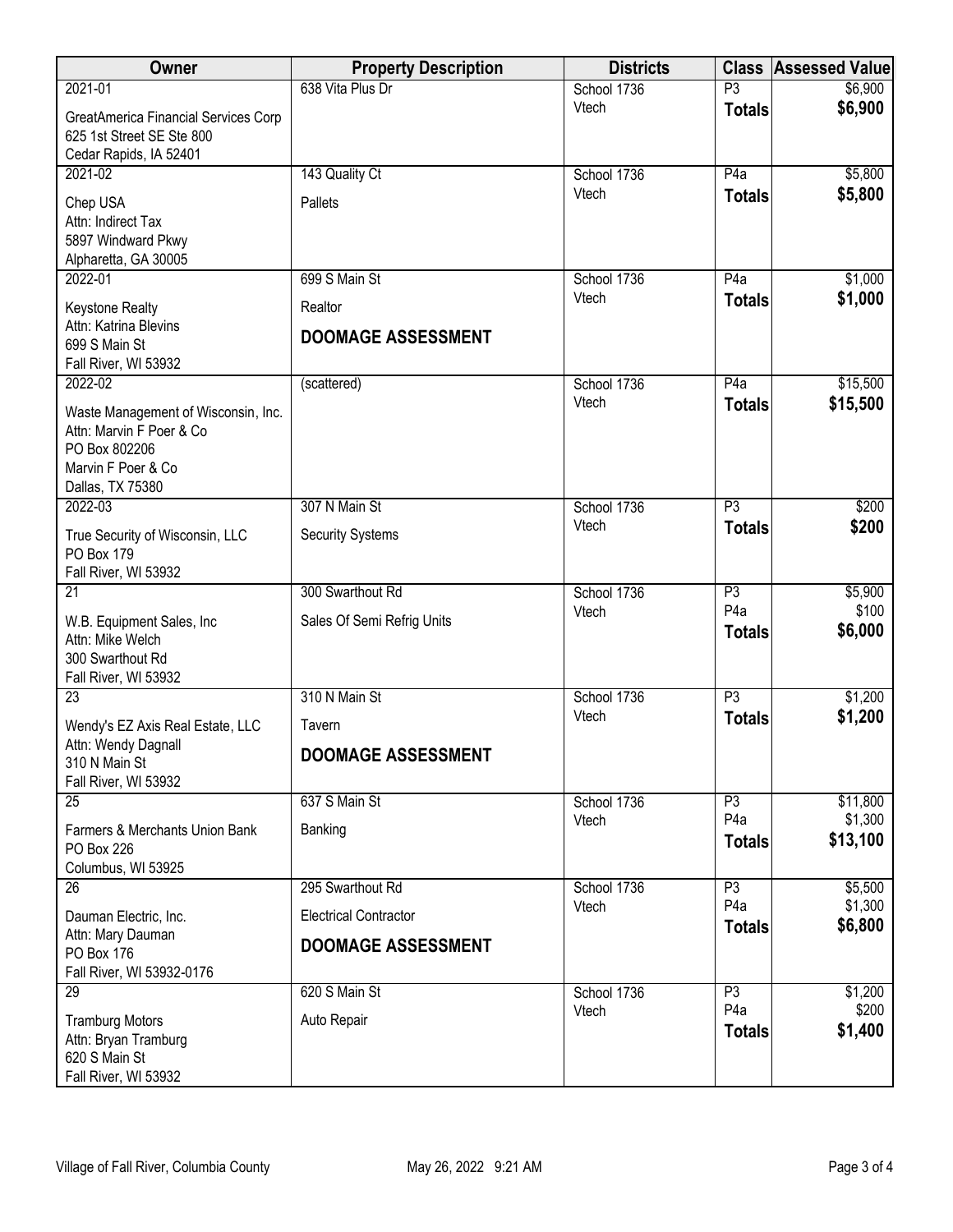| Owner | Property Description | Districts | Class | Assessed Value |
|---|---|---|---|---|
| 2021-01<br>GreatAmerica Financial Services Corp<br>625 1st Street SE Ste 800<br>Cedar Rapids, IA 52401 | 638 Vita Plus Dr | School 1736<br>Vtech | P3<br>**Totals** | $6,900<br>**$6,900** |
| 2021-02<br>Chep USA<br>Attn: Indirect Tax<br>5897 Windward Pkwy<br>Alpharetta, GA 30005 | 143 Quality Ct<br>Pallets | School 1736<br>Vtech | P4a<br>**Totals** | $5,800<br>**$5,800** |
| 2022-01<br>Keystone Realty<br>Attn: Katrina Blevins<br>699 S Main St<br>Fall River, WI 53932 | 699 S Main St<br>Realtor<br>**DOOMAGE ASSESSMENT** | School 1736<br>Vtech | P4a<br>**Totals** | $1,000<br>**$1,000** |
| 2022-02<br>Waste Management of Wisconsin, Inc.<br>Attn: Marvin F Poer & Co<br>PO Box 802206<br>Marvin F Poer & Co<br>Dallas, TX 75380 | (scattered) | School 1736<br>Vtech | P4a<br>**Totals** | $15,500<br>**$15,500** |
| 2022-03<br>True Security of Wisconsin, LLC<br>PO Box 179<br>Fall River, WI 53932 | 307 N Main St<br>Security Systems | School 1736<br>Vtech | P3<br>**Totals** | $200<br>**$200** |
| 21<br>W.B. Equipment Sales, Inc<br>Attn: Mike Welch<br>300 Swarthout Rd<br>Fall River, WI 53932 | 300 Swarthout Rd<br>Sales Of Semi Refrig Units | School 1736<br>Vtech | P3<br>P4a<br>**Totals** | $5,900<br>$100<br>**$6,000** |
| 23<br>Wendy's EZ Axis Real Estate, LLC<br>Attn: Wendy Dagnall<br>310 N Main St<br>Fall River, WI 53932 | 310 N Main St<br>Tavern<br>**DOOMAGE ASSESSMENT** | School 1736<br>Vtech | P3<br>**Totals** | $1,200<br>**$1,200** |
| 25<br>Farmers & Merchants Union Bank<br>PO Box 226<br>Columbus, WI 53925 | 637 S Main St<br>Banking | School 1736<br>Vtech | P3<br>P4a<br>**Totals** | $11,800<br>$1,300<br>**$13,100** |
| 26<br>Dauman Electric, Inc.<br>Attn: Mary Dauman<br>PO Box 176<br>Fall River, WI 53932-0176 | 295 Swarthout Rd<br>Electrical Contractor<br>**DOOMAGE ASSESSMENT** | School 1736<br>Vtech | P3<br>P4a<br>**Totals** | $5,500<br>$1,300<br>**$6,800** |
| 29<br>Tramburg Motors<br>Attn: Bryan Tramburg<br>620 S Main St<br>Fall River, WI 53932 | 620 S Main St<br>Auto Repair | School 1736<br>Vtech | P3<br>P4a<br>**Totals** | $1,200<br>$200<br>**$1,400** |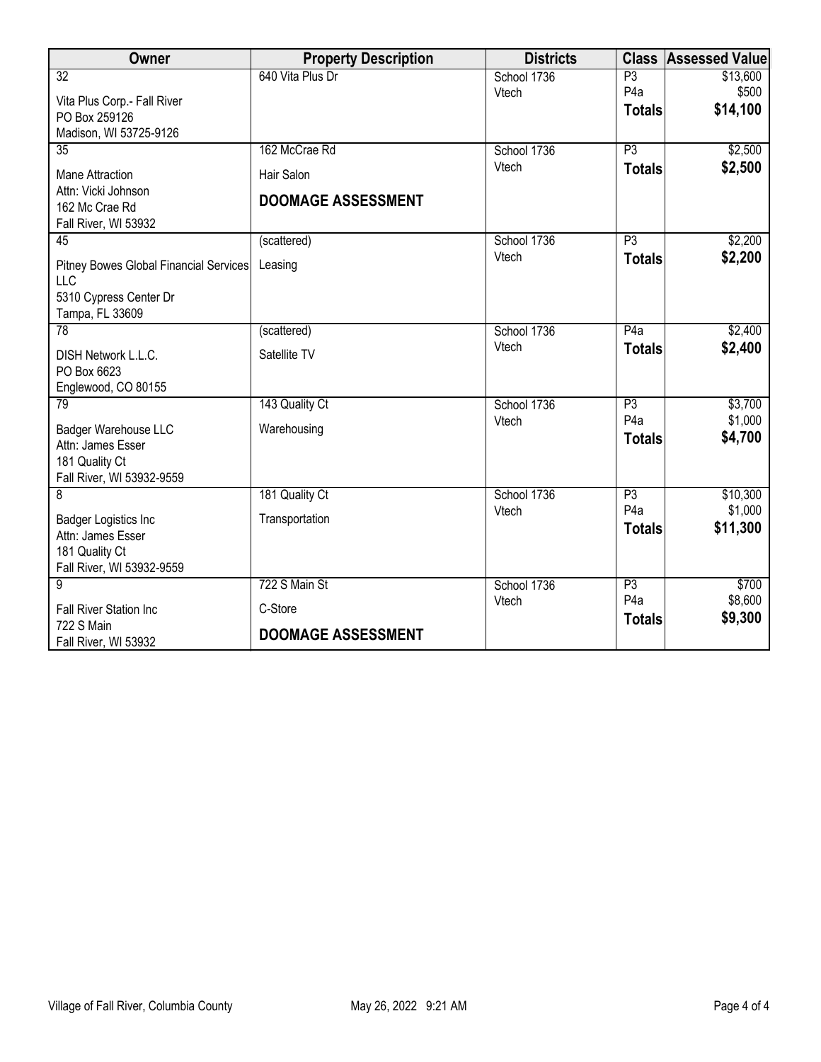| Owner | Property Description | Districts | Class | Assessed Value |
|---|---|---|---|---|
| 32<br>Vita Plus Corp.- Fall River<br>PO Box 259126<br>Madison, WI 53725-9126 | 640 Vita Plus Dr | School 1736<br>Vtech | P3<br>P4a<br>**Totals** | $13,600<br>$500<br>**$14,100** |
| 35<br>Mane Attraction<br>Attn: Vicki Johnson<br>162 Mc Crae Rd<br>Fall River, WI 53932 | 162 McCrae Rd<br>Hair Salon<br>**DOOMAGE ASSESSMENT** | School 1736<br>Vtech | P3<br>**Totals** | $2,500<br>**$2,500** |
| 45<br>Pitney Bowes Global Financial Services LLC<br>5310 Cypress Center Dr<br>Tampa, FL 33609 | (scattered)<br>Leasing | School 1736<br>Vtech | P3<br>**Totals** | $2,200<br>**$2,200** |
| 78<br>DISH Network L.L.C.<br>PO Box 6623<br>Englewood, CO 80155 | (scattered)<br>Satellite TV | School 1736<br>Vtech | P4a<br>**Totals** | $2,400<br>**$2,400** |
| 79<br>Badger Warehouse LLC<br>Attn: James Esser<br>181 Quality Ct<br>Fall River, WI 53932-9559 | 143 Quality Ct<br>Warehousing | School 1736<br>Vtech | P3<br>P4a<br>**Totals** | $3,700<br>$1,000<br>**$4,700** |
| 8<br>Badger Logistics Inc<br>Attn: James Esser<br>181 Quality Ct<br>Fall River, WI 53932-9559 | 181 Quality Ct<br>Transportation | School 1736<br>Vtech | P3<br>P4a<br>**Totals** | $10,300<br>$1,000<br>**$11,300** |
| 9<br>Fall River Station Inc<br>722 S Main<br>Fall River, WI 53932 | 722 S Main St<br>C-Store<br>**DOOMAGE ASSESSMENT** | School 1736<br>Vtech | P3<br>P4a<br>**Totals** | $700<br>$8,600<br>**$9,300** |

Village of Fall River, Columbia County    May 26, 2022 9:21 AM